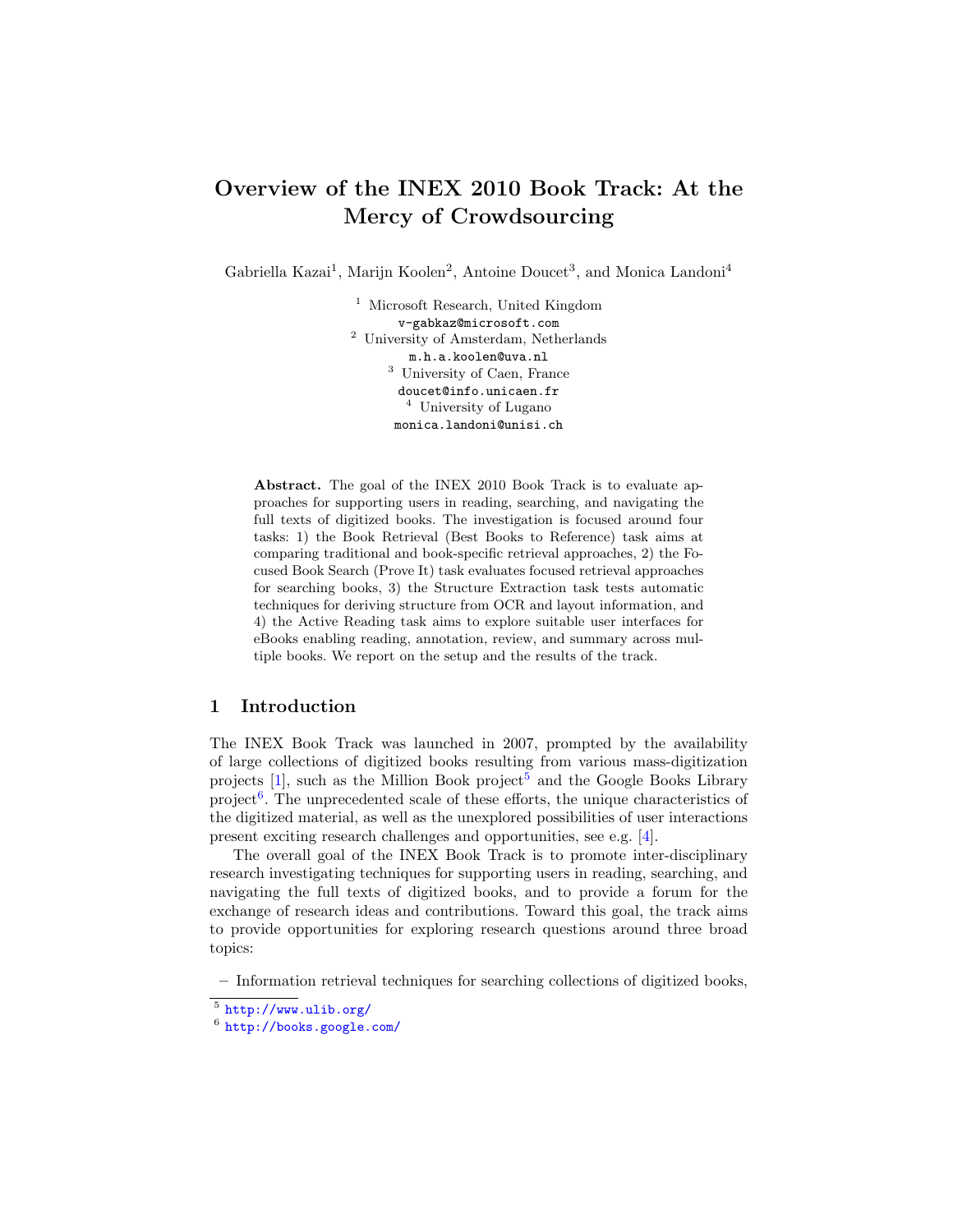# Overview of the INEX 2010 Book Track: At the Mercy of Crowdsourcing

Gabriella Kazai[1], Marijn Koolen[2], Antoine Doucet[3], and Monica Landoni[4]

[1] Microsoft Research, United Kingdom
v-gabkaz@microsoft.com
[2] University of Amsterdam, Netherlands
m.h.a.koolen@uva.nl
[3] University of Caen, France
doucet@info.unicaen.fr
[4] University of Lugano
monica.landoni@unisi.ch

**Abstract.** The goal of the INEX 2010 Book Track is to evaluate approaches for supporting users in reading, searching, and navigating the full texts of digitized books. The investigation is focused around four tasks: 1) the Book Retrieval (Best Books to Reference) task aims at comparing traditional and book-specific retrieval approaches, 2) the Focused Book Search (Prove It) task evaluates focused retrieval approaches for searching books, 3) the Structure Extraction task tests automatic techniques for deriving structure from OCR and layout information, and 4) the Active Reading task aims to explore suitable user interfaces for eBooks enabling reading, annotation, review, and summary across multiple books. We report on the setup and the results of the track.

## 1 Introduction

The INEX Book Track was launched in 2007, prompted by the availability of large collections of digitized books resulting from various mass-digitization projects [1], such as the Million Book project[5] and the Google Books Library project[6]. The unprecedented scale of these efforts, the unique characteristics of the digitized material, as well as the unexplored possibilities of user interactions present exciting research challenges and opportunities, see e.g. [4].

The overall goal of the INEX Book Track is to promote inter-disciplinary research investigating techniques for supporting users in reading, searching, and navigating the full texts of digitized books, and to provide a forum for the exchange of research ideas and contributions. Toward this goal, the track aims to provide opportunities for exploring research questions around three broad topics:

– Information retrieval techniques for searching collections of digitized books,

[5] http://www.ulib.org/
[6] http://books.google.com/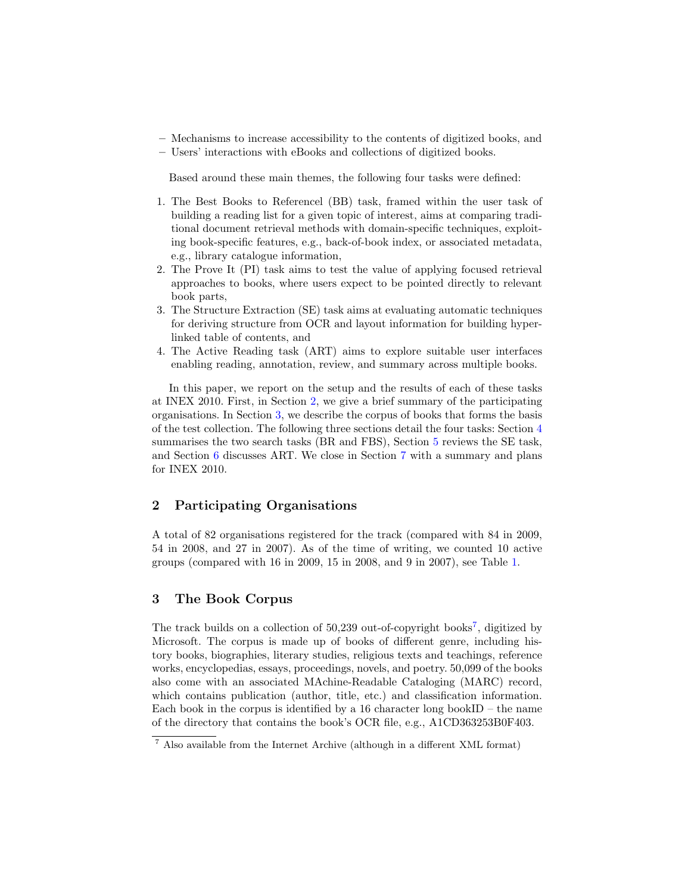- Mechanisms to increase accessibility to the contents of digitized books, and
- Users' interactions with eBooks and collections of digitized books.

Based around these main themes, the following four tasks were defined:

1. The Best Books to Referencel (BB) task, framed within the user task of building a reading list for a given topic of interest, aims at comparing traditional document retrieval methods with domain-specific techniques, exploiting book-specific features, e.g., back-of-book index, or associated metadata, e.g., library catalogue information,
2. The Prove It (PI) task aims to test the value of applying focused retrieval approaches to books, where users expect to be pointed directly to relevant book parts,
3. The Structure Extraction (SE) task aims at evaluating automatic techniques for deriving structure from OCR and layout information for building hyperlinked table of contents, and
4. The Active Reading task (ART) aims to explore suitable user interfaces enabling reading, annotation, review, and summary across multiple books.

In this paper, we report on the setup and the results of each of these tasks at INEX 2010. First, in Section 2, we give a brief summary of the participating organisations. In Section 3, we describe the corpus of books that forms the basis of the test collection. The following three sections detail the four tasks: Section 4 summarises the two search tasks (BR and FBS), Section 5 reviews the SE task, and Section 6 discusses ART. We close in Section 7 with a summary and plans for INEX 2010.

## 2 Participating Organisations

A total of 82 organisations registered for the track (compared with 84 in 2009, 54 in 2008, and 27 in 2007). As of the time of writing, we counted 10 active groups (compared with 16 in 2009, 15 in 2008, and 9 in 2007), see Table 1.

## 3 The Book Corpus

The track builds on a collection of 50,239 out-of-copyright books[7], digitized by Microsoft. The corpus is made up of books of different genre, including history books, biographies, literary studies, religious texts and teachings, reference works, encyclopedias, essays, proceedings, novels, and poetry. 50,099 of the books also come with an associated MAchine-Readable Cataloging (MARC) record, which contains publication (author, title, etc.) and classification information. Each book in the corpus is identified by a 16 character long bookID – the name of the directory that contains the book's OCR file, e.g., A1CD363253B0F403.

[7] Also available from the Internet Archive (although in a different XML format)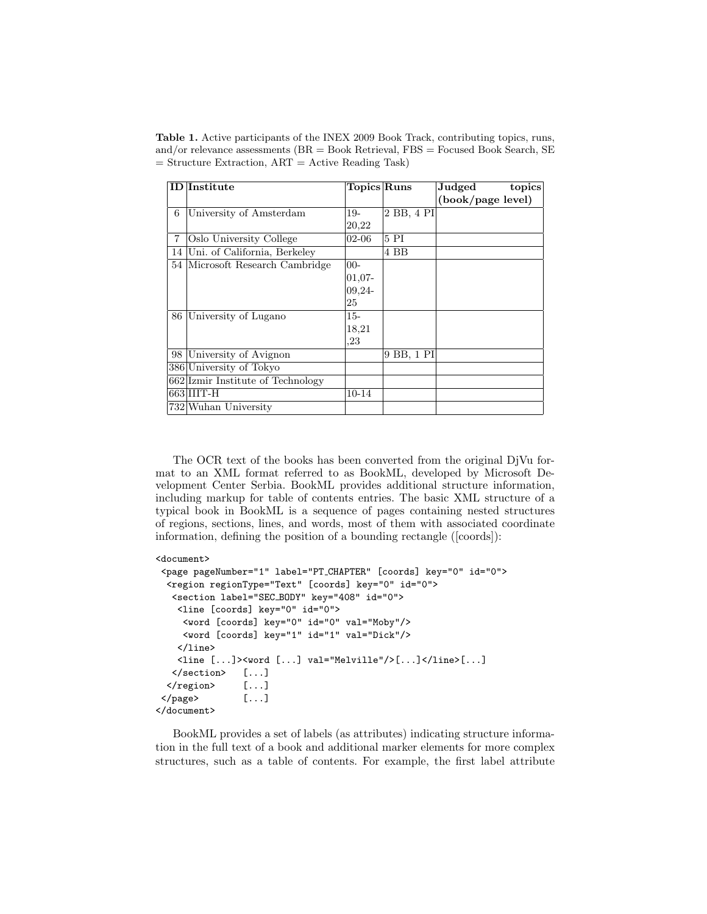**Table 1.** Active participants of the INEX 2009 Book Track, contributing topics, runs, and/or relevance assessments (BR = Book Retrieval, FBS = Focused Book Search, SE = Structure Extraction, ART = Active Reading Task)

| ID | Institute | Topics | Runs | Judged topics (book/page level) |
|---|---|---|---|---|
| 6 | University of Amsterdam | 19-20,22 | 2 BB, 4 PI | |
| 7 | Oslo University College | 02-06 | 5 PI | |
| 14 | Uni. of California, Berkeley | | 4 BB | |
| 54 | Microsoft Research Cambridge | 00-01,07-09,24-25 | | |
| 86 | University of Lugano | 15-18,21,23 | | |
| 98 | University of Avignon | | 9 BB, 1 PI | |
| 386 | University of Tokyo | | | |
| 662 | Izmir Institute of Technology | | | |
| 663 | IIIT-H | 10-14 | | |
| 732 | Wuhan University | | | |

The OCR text of the books has been converted from the original DjVu format to an XML format referred to as BookML, developed by Microsoft Development Center Serbia. BookML provides additional structure information, including markup for table of contents entries. The basic XML structure of a typical book in BookML is a sequence of pages containing nested structures of regions, sections, lines, and words, most of them with associated coordinate information, defining the position of a bounding rectangle ([coords]):

```
<document>
 <page pageNumber="1" label="PT_CHAPTER" [coords] key="0" id="0">
  <region regionType="Text" [coords] key="0" id="0">
   <section label="SEC_BODY" key="408" id="0">
    <line [coords] key="0" id="0">
     <word [coords] key="0" id="0" val="Moby"/>
     <word [coords] key="1" id="1" val="Dick"/>
    </line>
    <line [...]><word [...] val="Melville"/>[...]</line>[...]
   </section>   [...]
  </region>     [...]
 </page>        [...]
</document>
```

BookML provides a set of labels (as attributes) indicating structure information in the full text of a book and additional marker elements for more complex structures, such as a table of contents. For example, the first label attribute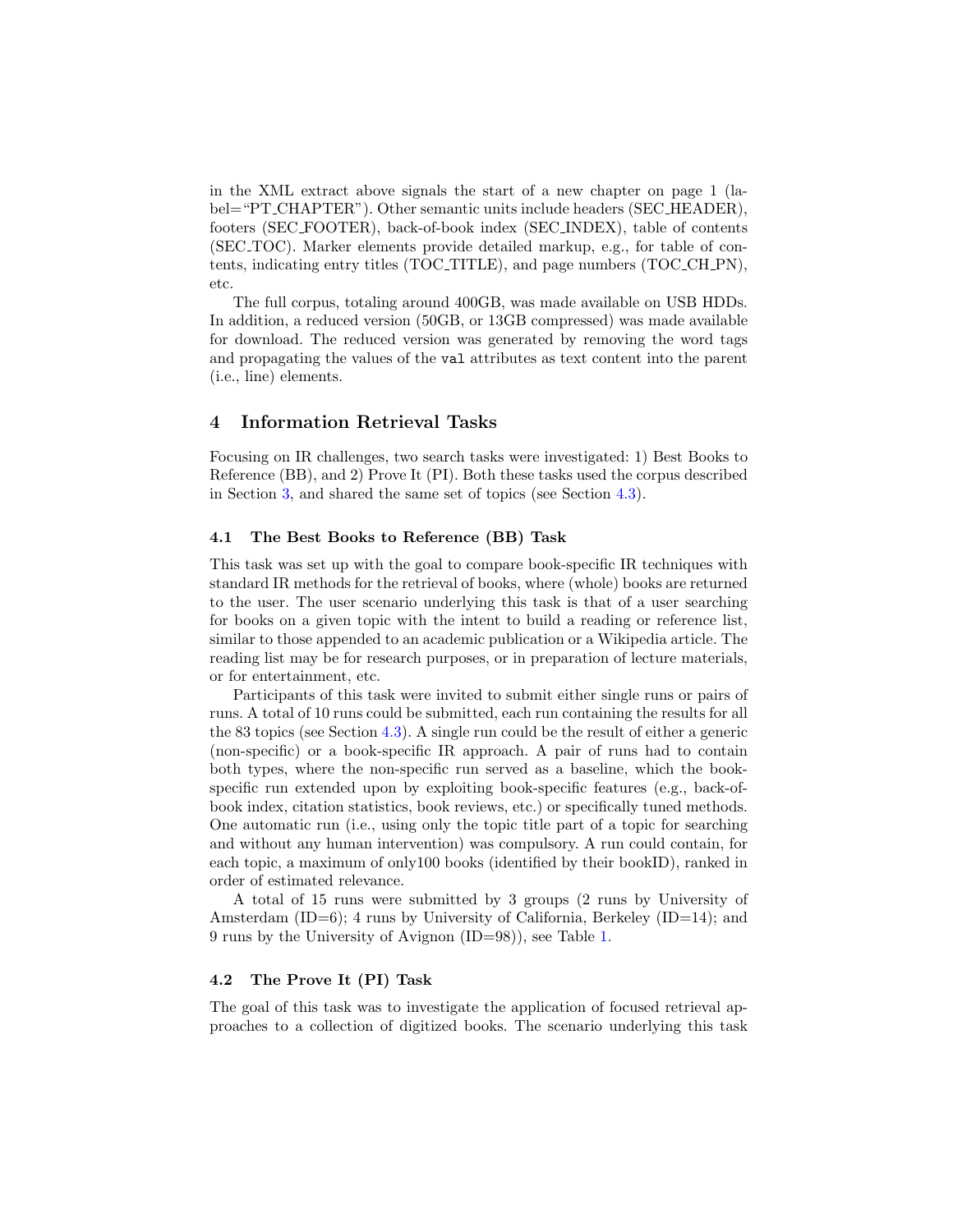in the XML extract above signals the start of a new chapter on page 1 (label="PT_CHAPTER"). Other semantic units include headers (SEC_HEADER), footers (SEC_FOOTER), back-of-book index (SEC_INDEX), table of contents (SEC_TOC). Marker elements provide detailed markup, e.g., for table of contents, indicating entry titles (TOC_TITLE), and page numbers (TOC_CH_PN), etc.

The full corpus, totaling around 400GB, was made available on USB HDDs. In addition, a reduced version (50GB, or 13GB compressed) was made available for download. The reduced version was generated by removing the word tags and propagating the values of the `val` attributes as text content into the parent (i.e., line) elements.

## 4 Information Retrieval Tasks

Focusing on IR challenges, two search tasks were investigated: 1) Best Books to Reference (BB), and 2) Prove It (PI). Both these tasks used the corpus described in Section 3, and shared the same set of topics (see Section 4.3).

### 4.1 The Best Books to Reference (BB) Task

This task was set up with the goal to compare book-specific IR techniques with standard IR methods for the retrieval of books, where (whole) books are returned to the user. The user scenario underlying this task is that of a user searching for books on a given topic with the intent to build a reading or reference list, similar to those appended to an academic publication or a Wikipedia article. The reading list may be for research purposes, or in preparation of lecture materials, or for entertainment, etc.

Participants of this task were invited to submit either single runs or pairs of runs. A total of 10 runs could be submitted, each run containing the results for all the 83 topics (see Section 4.3). A single run could be the result of either a generic (non-specific) or a book-specific IR approach. A pair of runs had to contain both types, where the non-specific run served as a baseline, which the book-specific run extended upon by exploiting book-specific features (e.g., back-of-book index, citation statistics, book reviews, etc.) or specifically tuned methods. One automatic run (i.e., using only the topic title part of a topic for searching and without any human intervention) was compulsory. A run could contain, for each topic, a maximum of only100 books (identified by their bookID), ranked in order of estimated relevance.

A total of 15 runs were submitted by 3 groups (2 runs by University of Amsterdam (ID=6); 4 runs by University of California, Berkeley (ID=14); and 9 runs by the University of Avignon (ID=98)), see Table 1.

### 4.2 The Prove It (PI) Task

The goal of this task was to investigate the application of focused retrieval approaches to a collection of digitized books. The scenario underlying this task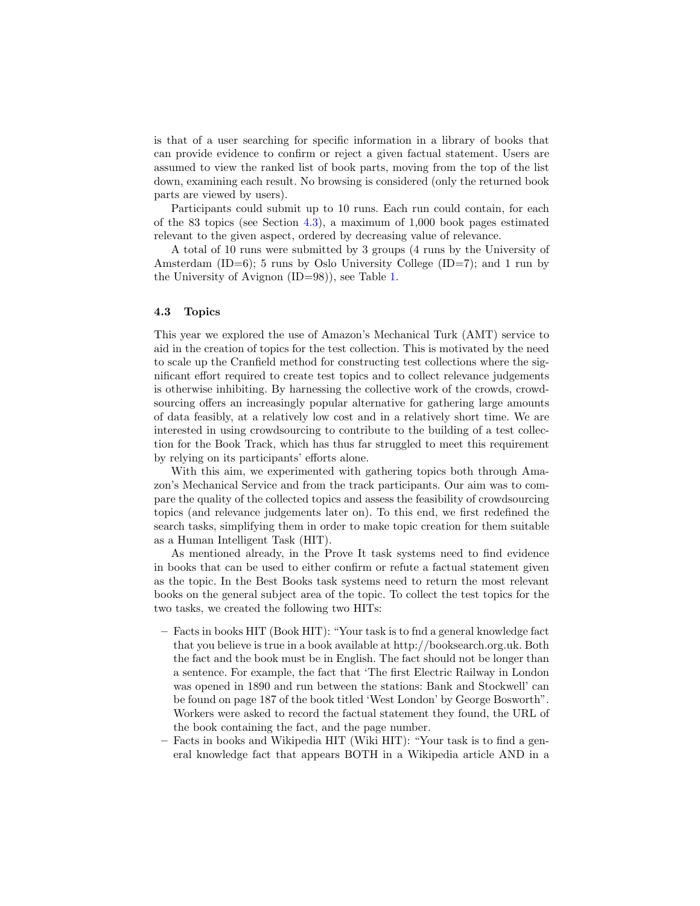is that of a user searching for specific information in a library of books that can provide evidence to confirm or reject a given factual statement. Users are assumed to view the ranked list of book parts, moving from the top of the list down, examining each result. No browsing is considered (only the returned book parts are viewed by users).

Participants could submit up to 10 runs. Each run could contain, for each of the 83 topics (see Section 4.3), a maximum of 1,000 book pages estimated relevant to the given aspect, ordered by decreasing value of relevance.

A total of 10 runs were submitted by 3 groups (4 runs by the University of Amsterdam (ID=6); 5 runs by Oslo University College (ID=7); and 1 run by the University of Avignon (ID=98)), see Table 1.

### 4.3 Topics

This year we explored the use of Amazon's Mechanical Turk (AMT) service to aid in the creation of topics for the test collection. This is motivated by the need to scale up the Cranfield method for constructing test collections where the significant effort required to create test topics and to collect relevance judgements is otherwise inhibiting. By harnessing the collective work of the crowds, crowdsourcing offers an increasingly popular alternative for gathering large amounts of data feasibly, at a relatively low cost and in a relatively short time. We are interested in using crowdsourcing to contribute to the building of a test collection for the Book Track, which has thus far struggled to meet this requirement by relying on its participants' efforts alone.

With this aim, we experimented with gathering topics both through Amazon's Mechanical Service and from the track participants. Our aim was to compare the quality of the collected topics and assess the feasibility of crowdsourcing topics (and relevance judgements later on). To this end, we first redefined the search tasks, simplifying them in order to make topic creation for them suitable as a Human Intelligent Task (HIT).

As mentioned already, in the Prove It task systems need to find evidence in books that can be used to either confirm or refute a factual statement given as the topic. In the Best Books task systems need to return the most relevant books on the general subject area of the topic. To collect the test topics for the two tasks, we created the following two HITs:

- Facts in books HIT (Book HIT): "Your task is to fnd a general knowledge fact that you believe is true in a book available at http://booksearch.org.uk. Both the fact and the book must be in English. The fact should not be longer than a sentence. For example, the fact that 'The first Electric Railway in London was opened in 1890 and run between the stations: Bank and Stockwell' can be found on page 187 of the book titled 'West London' by George Bosworth". Workers were asked to record the factual statement they found, the URL of the book containing the fact, and the page number.
- Facts in books and Wikipedia HIT (Wiki HIT): "Your task is to find a general knowledge fact that appears BOTH in a Wikipedia article AND in a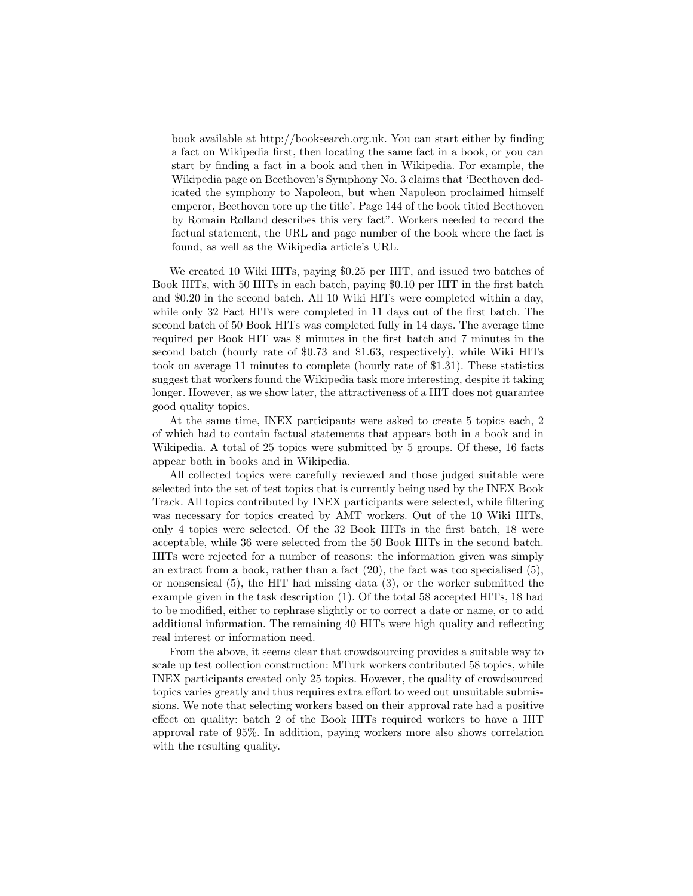book available at http://booksearch.org.uk. You can start either by finding a fact on Wikipedia first, then locating the same fact in a book, or you can start by finding a fact in a book and then in Wikipedia. For example, the Wikipedia page on Beethoven's Symphony No. 3 claims that 'Beethoven dedicated the symphony to Napoleon, but when Napoleon proclaimed himself emperor, Beethoven tore up the title'. Page 144 of the book titled Beethoven by Romain Rolland describes this very fact". Workers needed to record the factual statement, the URL and page number of the book where the fact is found, as well as the Wikipedia article's URL.

We created 10 Wiki HITs, paying \$0.25 per HIT, and issued two batches of Book HITs, with 50 HITs in each batch, paying \$0.10 per HIT in the first batch and \$0.20 in the second batch. All 10 Wiki HITs were completed within a day, while only 32 Fact HITs were completed in 11 days out of the first batch. The second batch of 50 Book HITs was completed fully in 14 days. The average time required per Book HIT was 8 minutes in the first batch and 7 minutes in the second batch (hourly rate of \$0.73 and \$1.63, respectively), while Wiki HITs took on average 11 minutes to complete (hourly rate of \$1.31). These statistics suggest that workers found the Wikipedia task more interesting, despite it taking longer. However, as we show later, the attractiveness of a HIT does not guarantee good quality topics.

At the same time, INEX participants were asked to create 5 topics each, 2 of which had to contain factual statements that appears both in a book and in Wikipedia. A total of 25 topics were submitted by 5 groups. Of these, 16 facts appear both in books and in Wikipedia.

All collected topics were carefully reviewed and those judged suitable were selected into the set of test topics that is currently being used by the INEX Book Track. All topics contributed by INEX participants were selected, while filtering was necessary for topics created by AMT workers. Out of the 10 Wiki HITs, only 4 topics were selected. Of the 32 Book HITs in the first batch, 18 were acceptable, while 36 were selected from the 50 Book HITs in the second batch. HITs were rejected for a number of reasons: the information given was simply an extract from a book, rather than a fact (20), the fact was too specialised (5), or nonsensical (5), the HIT had missing data (3), or the worker submitted the example given in the task description (1). Of the total 58 accepted HITs, 18 had to be modified, either to rephrase slightly or to correct a date or name, or to add additional information. The remaining 40 HITs were high quality and reflecting real interest or information need.

From the above, it seems clear that crowdsourcing provides a suitable way to scale up test collection construction: MTurk workers contributed 58 topics, while INEX participants created only 25 topics. However, the quality of crowdsourced topics varies greatly and thus requires extra effort to weed out unsuitable submissions. We note that selecting workers based on their approval rate had a positive effect on quality: batch 2 of the Book HITs required workers to have a HIT approval rate of 95%. In addition, paying workers more also shows correlation with the resulting quality.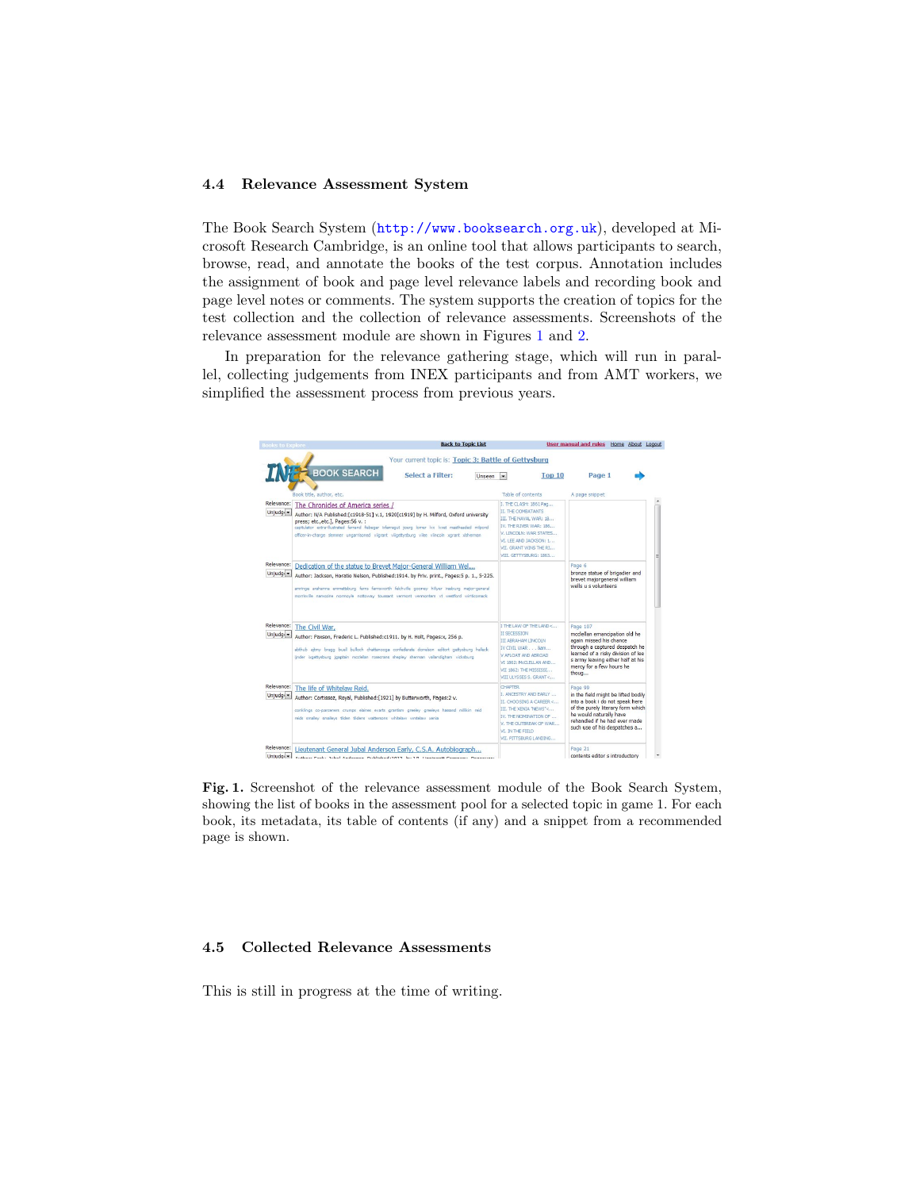### 4.4 Relevance Assessment System

The Book Search System (http://www.booksearch.org.uk), developed at Microsoft Research Cambridge, is an online tool that allows participants to search, browse, read, and annotate the books of the test corpus. Annotation includes the assignment of book and page level relevance labels and recording book and page level notes or comments. The system supports the creation of topics for the test collection and the collection of relevance assessments. Screenshots of the relevance assessment module are shown in Figures 1 and 2.

In preparation for the relevance gathering stage, which will run in parallel, collecting judgements from INEX participants and from AMT workers, we simplified the assessment process from previous years.

**Fig. 1.** Screenshot of the relevance assessment module of the Book Search System, showing the list of books in the assessment pool for a selected topic in game 1. For each book, its metadata, its table of contents (if any) and a snippet from a recommended page is shown.

### 4.5 Collected Relevance Assessments

This is still in progress at the time of writing.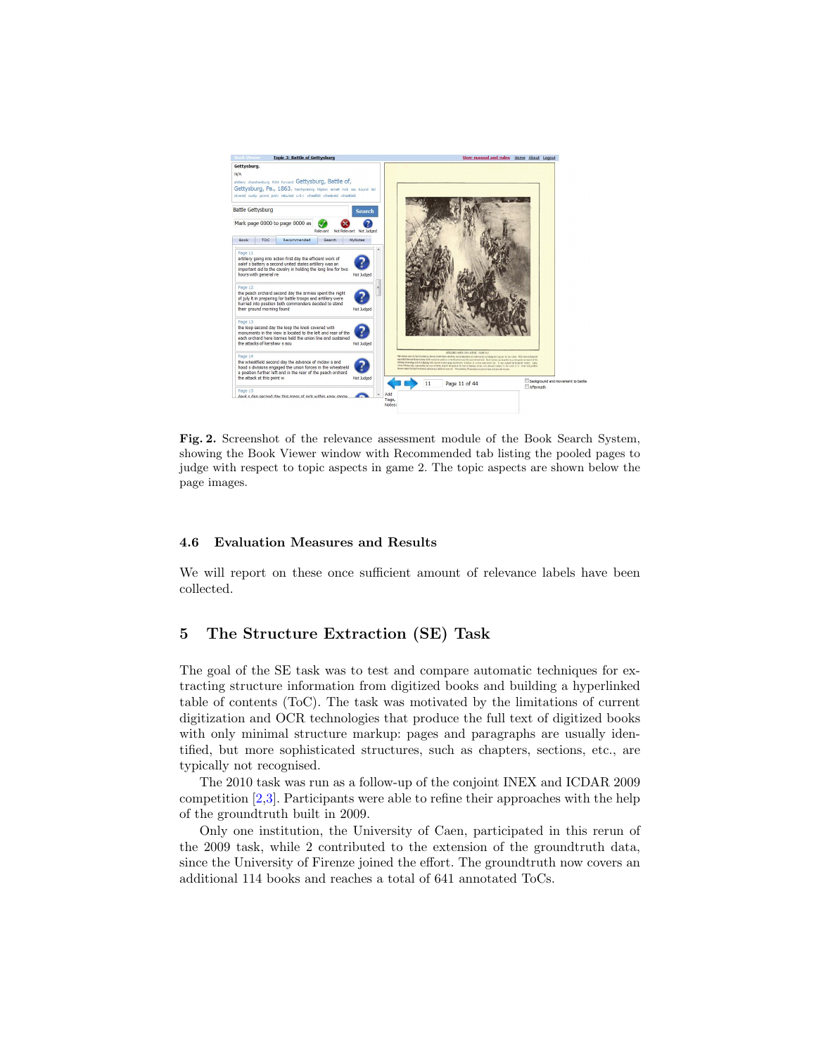**Fig. 2.** Screenshot of the relevance assessment module of the Book Search System, showing the Book Viewer window with Recommended tab listing the pooled pages to judge with respect to topic aspects in game 2. The topic aspects are shown below the page images.

### 4.6 Evaluation Measures and Results

We will report on these once sufficient amount of relevance labels have been collected.

## 5 The Structure Extraction (SE) Task

The goal of the SE task was to test and compare automatic techniques for extracting structure information from digitized books and building a hyperlinked table of contents (ToC). The task was motivated by the limitations of current digitization and OCR technologies that produce the full text of digitized books with only minimal structure markup: pages and paragraphs are usually identified, but more sophisticated structures, such as chapters, sections, etc., are typically not recognised.

The 2010 task was run as a follow-up of the conjoint INEX and ICDAR 2009 competition [2,3]. Participants were able to refine their approaches with the help of the groundtruth built in 2009.

Only one institution, the University of Caen, participated in this rerun of the 2009 task, while 2 contributed to the extension of the groundtruth data, since the University of Firenze joined the effort. The groundtruth now covers an additional 114 books and reaches a total of 641 annotated ToCs.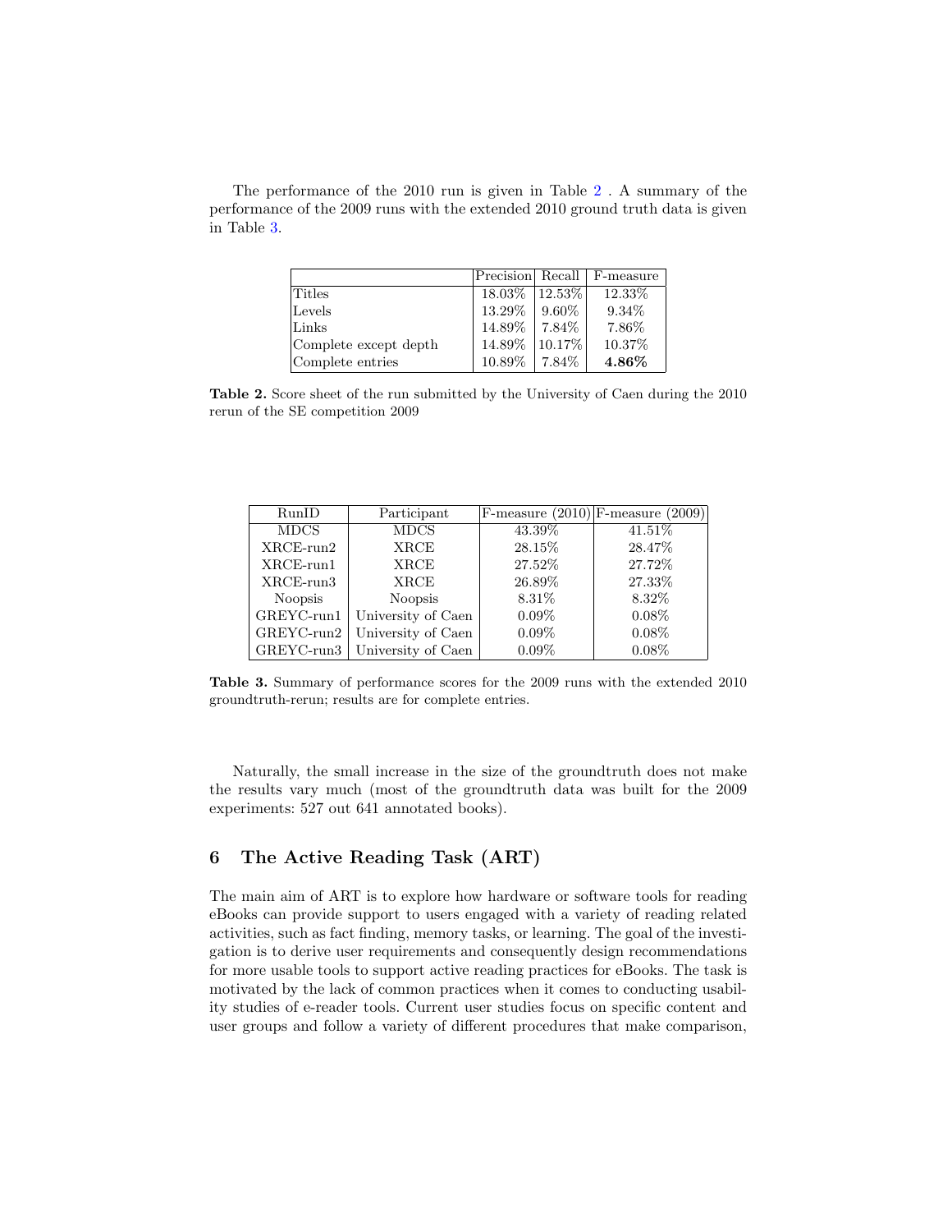The performance of the 2010 run is given in Table 2 . A summary of the performance of the 2009 runs with the extended 2010 ground truth data is given in Table 3.

| | Precision | Recall | F-measure |
|---|---|---|---|
| Titles | 18.03% | 12.53% | 12.33% |
| Levels | 13.29% | 9.60% | 9.34% |
| Links | 14.89% | 7.84% | 7.86% |
| Complete except depth | 14.89% | 10.17% | 10.37% |
| Complete entries | 10.89% | 7.84% | **4.86%** |

**Table 2.** Score sheet of the run submitted by the University of Caen during the 2010 rerun of the SE competition 2009

| RunID | Participant | F-measure (2010) | F-measure (2009) |
|---|---|---|---|
| MDCS | MDCS | 43.39% | 41.51% |
| XRCE-run2 | XRCE | 28.15% | 28.47% |
| XRCE-run1 | XRCE | 27.52% | 27.72% |
| XRCE-run3 | XRCE | 26.89% | 27.33% |
| Noopsis | Noopsis | 8.31% | 8.32% |
| GREYC-run1 | University of Caen | 0.09% | 0.08% |
| GREYC-run2 | University of Caen | 0.09% | 0.08% |
| GREYC-run3 | University of Caen | 0.09% | 0.08% |

**Table 3.** Summary of performance scores for the 2009 runs with the extended 2010 groundtruth-rerun; results are for complete entries.

Naturally, the small increase in the size of the groundtruth does not make the results vary much (most of the groundtruth data was built for the 2009 experiments: 527 out 641 annotated books).

## 6 The Active Reading Task (ART)

The main aim of ART is to explore how hardware or software tools for reading eBooks can provide support to users engaged with a variety of reading related activities, such as fact finding, memory tasks, or learning. The goal of the investigation is to derive user requirements and consequently design recommendations for more usable tools to support active reading practices for eBooks. The task is motivated by the lack of common practices when it comes to conducting usability studies of e-reader tools. Current user studies focus on specific content and user groups and follow a variety of different procedures that make comparison,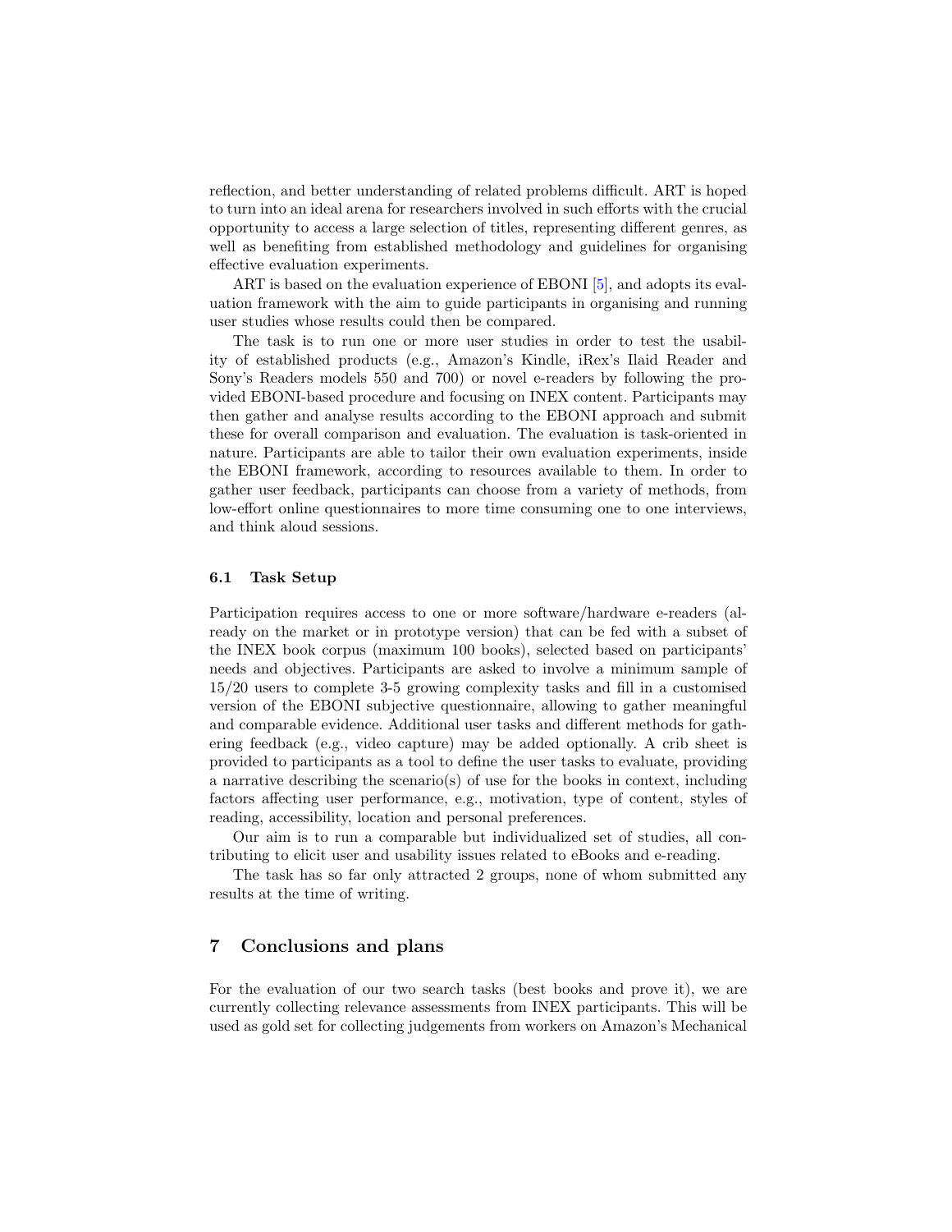reflection, and better understanding of related problems difficult. ART is hoped to turn into an ideal arena for researchers involved in such efforts with the crucial opportunity to access a large selection of titles, representing different genres, as well as benefiting from established methodology and guidelines for organising effective evaluation experiments.

ART is based on the evaluation experience of EBONI [5], and adopts its evaluation framework with the aim to guide participants in organising and running user studies whose results could then be compared.

The task is to run one or more user studies in order to test the usability of established products (e.g., Amazon's Kindle, iRex's Ilaid Reader and Sony's Readers models 550 and 700) or novel e-readers by following the provided EBONI-based procedure and focusing on INEX content. Participants may then gather and analyse results according to the EBONI approach and submit these for overall comparison and evaluation. The evaluation is task-oriented in nature. Participants are able to tailor their own evaluation experiments, inside the EBONI framework, according to resources available to them. In order to gather user feedback, participants can choose from a variety of methods, from low-effort online questionnaires to more time consuming one to one interviews, and think aloud sessions.

### 6.1 Task Setup

Participation requires access to one or more software/hardware e-readers (already on the market or in prototype version) that can be fed with a subset of the INEX book corpus (maximum 100 books), selected based on participants' needs and objectives. Participants are asked to involve a minimum sample of 15/20 users to complete 3-5 growing complexity tasks and fill in a customised version of the EBONI subjective questionnaire, allowing to gather meaningful and comparable evidence. Additional user tasks and different methods for gathering feedback (e.g., video capture) may be added optionally. A crib sheet is provided to participants as a tool to define the user tasks to evaluate, providing a narrative describing the scenario(s) of use for the books in context, including factors affecting user performance, e.g., motivation, type of content, styles of reading, accessibility, location and personal preferences.

Our aim is to run a comparable but individualized set of studies, all contributing to elicit user and usability issues related to eBooks and e-reading.

The task has so far only attracted 2 groups, none of whom submitted any results at the time of writing.

## 7 Conclusions and plans

For the evaluation of our two search tasks (best books and prove it), we are currently collecting relevance assessments from INEX participants. This will be used as gold set for collecting judgements from workers on Amazon's Mechanical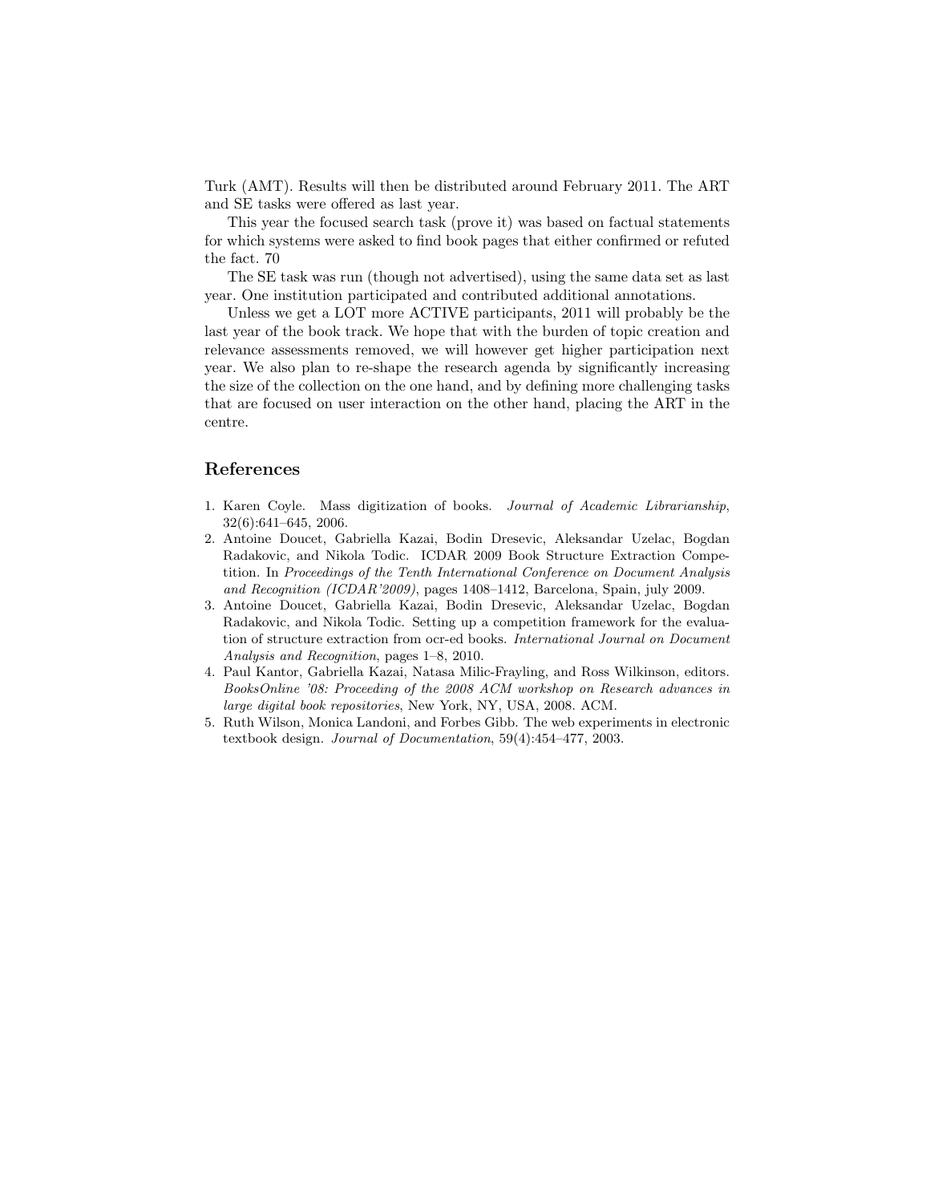Turk (AMT). Results will then be distributed around February 2011. The ART and SE tasks were offered as last year.

This year the focused search task (prove it) was based on factual statements for which systems were asked to find book pages that either confirmed or refuted the fact. 70

The SE task was run (though not advertised), using the same data set as last year. One institution participated and contributed additional annotations.

Unless we get a LOT more ACTIVE participants, 2011 will probably be the last year of the book track. We hope that with the burden of topic creation and relevance assessments removed, we will however get higher participation next year. We also plan to re-shape the research agenda by significantly increasing the size of the collection on the one hand, and by defining more challenging tasks that are focused on user interaction on the other hand, placing the ART in the centre.

## References

1. Karen Coyle. Mass digitization of books. *Journal of Academic Librarianship*, 32(6):641–645, 2006.
2. Antoine Doucet, Gabriella Kazai, Bodin Dresevic, Aleksandar Uzelac, Bogdan Radakovic, and Nikola Todic. ICDAR 2009 Book Structure Extraction Competition. In *Proceedings of the Tenth International Conference on Document Analysis and Recognition (ICDAR'2009)*, pages 1408–1412, Barcelona, Spain, july 2009.
3. Antoine Doucet, Gabriella Kazai, Bodin Dresevic, Aleksandar Uzelac, Bogdan Radakovic, and Nikola Todic. Setting up a competition framework for the evaluation of structure extraction from ocr-ed books. *International Journal on Document Analysis and Recognition*, pages 1–8, 2010.
4. Paul Kantor, Gabriella Kazai, Natasa Milic-Frayling, and Ross Wilkinson, editors. *BooksOnline '08: Proceeding of the 2008 ACM workshop on Research advances in large digital book repositories*, New York, NY, USA, 2008. ACM.
5. Ruth Wilson, Monica Landoni, and Forbes Gibb. The web experiments in electronic textbook design. *Journal of Documentation*, 59(4):454–477, 2003.